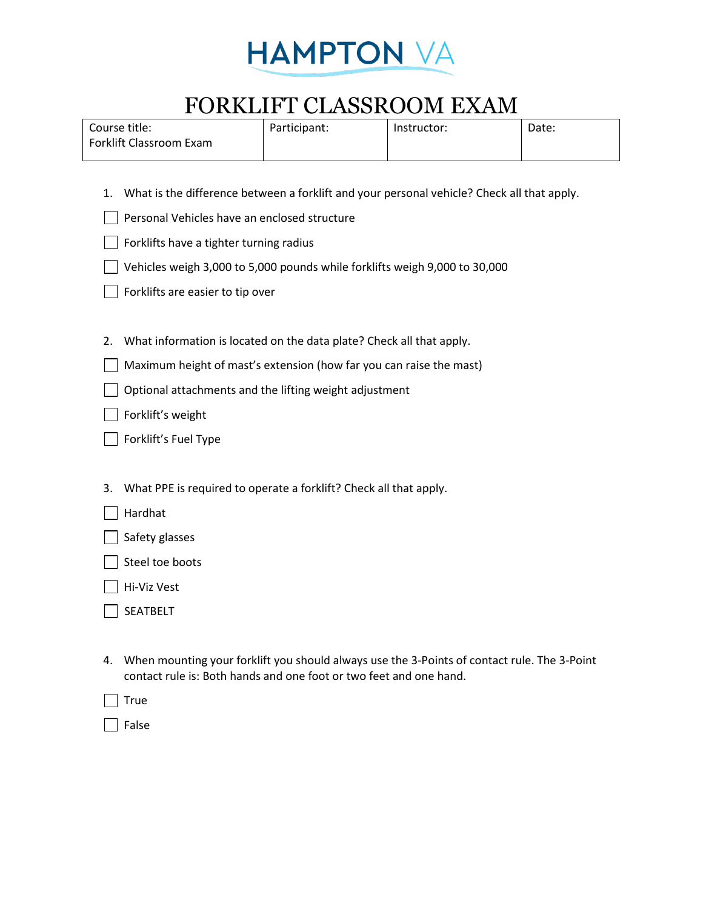# HAMPTON VA

# FORKLIFT CLASSROOM EXAM

| Course title: Forklift Classroom Exam | Participant: | Instructor: | Date: |
|---|---|---|---|

1. What is the difference between a forklift and your personal vehicle? Check all that apply.

- ☐ Personal Vehicles have an enclosed structure
- ☐ Forklifts have a tighter turning radius
- ☐ Vehicles weigh 3,000 to 5,000 pounds while forklifts weigh 9,000 to 30,000
- ☐ Forklifts are easier to tip over

2. What information is located on the data plate? Check all that apply.

- ☐ Maximum height of mast's extension (how far you can raise the mast)
- ☐ Optional attachments and the lifting weight adjustment
- ☐ Forklift's weight
- ☐ Forklift's Fuel Type

3. What PPE is required to operate a forklift? Check all that apply.

- ☐ Hardhat
- ☐ Safety glasses
- ☐ Steel toe boots
- ☐ Hi-Viz Vest
- ☐ SEATBELT

4. When mounting your forklift you should always use the 3-Points of contact rule. The 3-Point contact rule is: Both hands and one foot or two feet and one hand.

- ☐ True
- ☐ False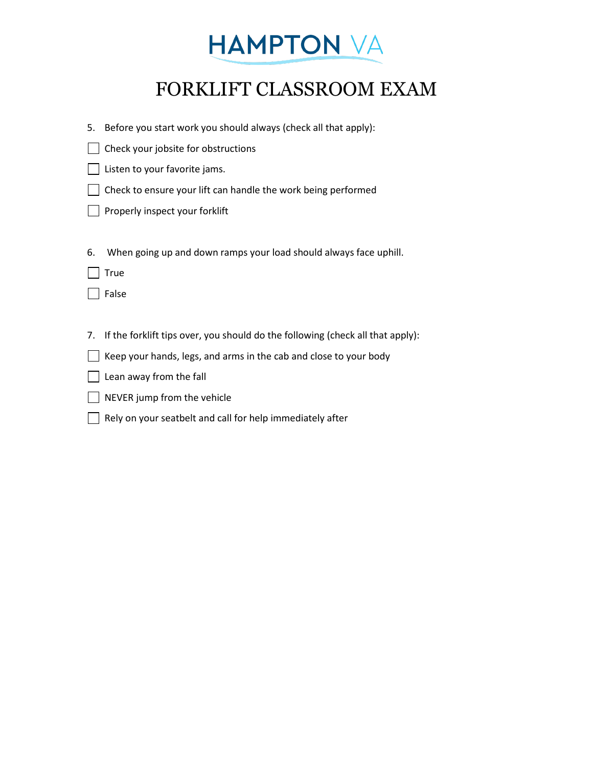# HAMPTON VA

## FORKLIFT CLASSROOM EXAM

5. Before you start work you should always (check all that apply):

- [ ] Check your jobsite for obstructions
- [ ] Listen to your favorite jams.
- [ ] Check to ensure your lift can handle the work being performed
- [ ] Properly inspect your forklift

6. When going up and down ramps your load should always face uphill.

- [ ] True
- [ ] False

7. If the forklift tips over, you should do the following (check all that apply):

- [ ] Keep your hands, legs, and arms in the cab and close to your body
- [ ] Lean away from the fall
- [ ] NEVER jump from the vehicle
- [ ] Rely on your seatbelt and call for help immediately after